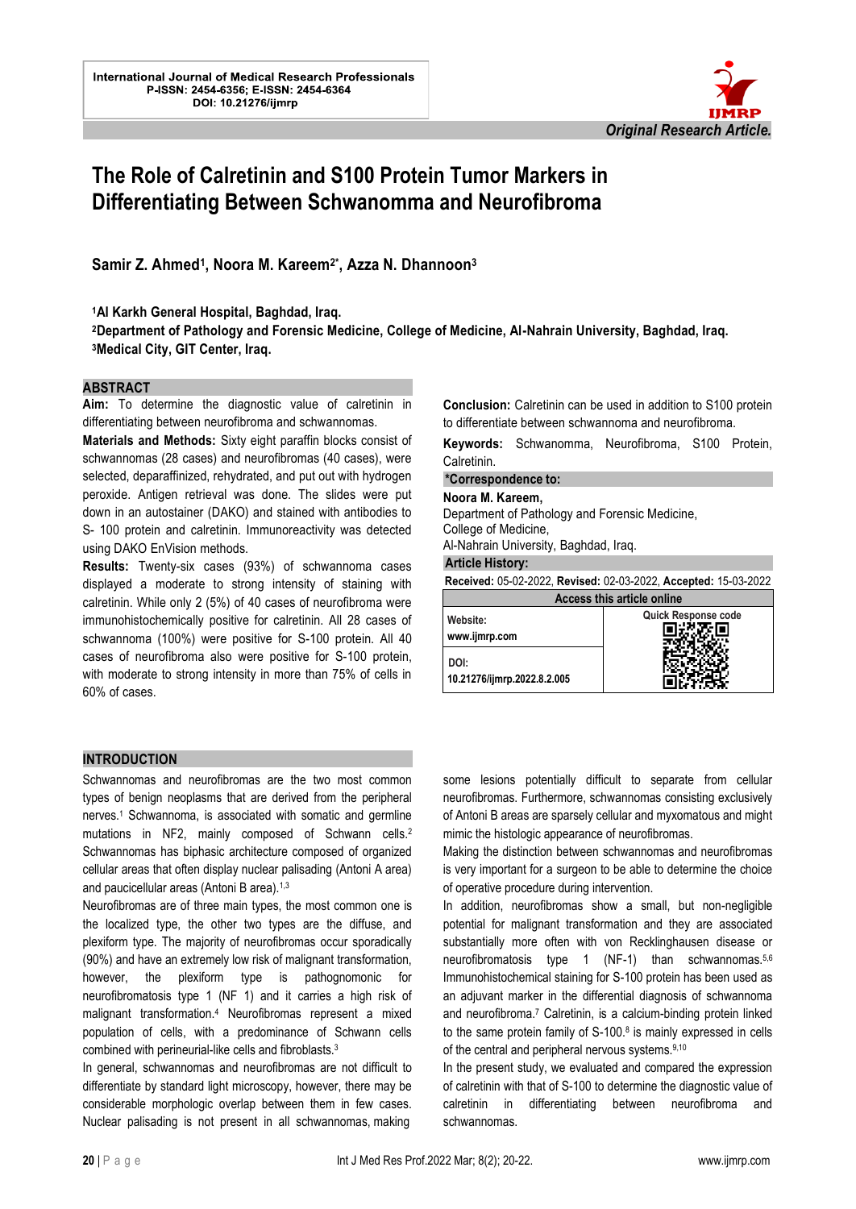International Journal of Medical Research Professionals
P-ISSN: 2454-6356; E-ISSN: 2454-6364
DOI: 10.21276/ijmrp

*Original Research Article.*

# The Role of Calretinin and S100 Protein Tumor Markers in Differentiating Between Schwanomma and Neurofibroma

**Samir Z. Ahmed[1], Noora M. Kareem[2*], Azza N. Dhannoon[3]**

[1]Al Karkh General Hospital, Baghdad, Iraq.
[2]Department of Pathology and Forensic Medicine, College of Medicine, Al-Nahrain University, Baghdad, Iraq.
[3]Medical City, GIT Center, Iraq.

## ABSTRACT

**Aim:** To determine the diagnostic value of calretinin in differentiating between neurofibroma and schwannomas.

**Materials and Methods:** Sixty eight paraffin blocks consist of schwannomas (28 cases) and neurofibromas (40 cases), were selected, deparaffinized, rehydrated, and put out with hydrogen peroxide. Antigen retrieval was done. The slides were put down in an autostainer (DAKO) and stained with antibodies to S- 100 protein and calretinin. Immunoreactivity was detected using DAKO EnVision methods.

**Results:** Twenty-six cases (93%) of schwannoma cases displayed a moderate to strong intensity of staining with calretinin. While only 2 (5%) of 40 cases of neurofibroma were immunohistochemically positive for calretinin. All 28 cases of schwannoma (100%) were positive for S-100 protein. All 40 cases of neurofibroma also were positive for S-100 protein, with moderate to strong intensity in more than 75% of cells in 60% of cases.

**Conclusion:** Calretinin can be used in addition to S100 protein to differentiate between schwannoma and neurofibroma.

**Keywords:** Schwanomma, Neurofibroma, S100 Protein, Calretinin.

**\*Correspondence to:**
**Noora M. Kareem,**
Department of Pathology and Forensic Medicine,
College of Medicine,
Al-Nahrain University, Baghdad, Iraq.

**Article History:**
**Received:** 05-02-2022, **Revised:** 02-03-2022, **Accepted:** 15-03-2022

| Access this article online | |
|---|---|
| Website: www.ijmrp.com | Quick Response code |
| DOI: 10.21276/ijmrp.2022.8.2.005 | |

## INTRODUCTION

Schwannomas and neurofibromas are the two most common types of benign neoplasms that are derived from the peripheral nerves.[1] Schwannoma, is associated with somatic and germline mutations in NF2, mainly composed of Schwann cells.[2] Schwannomas has biphasic architecture composed of organized cellular areas that often display nuclear palisading (Antoni A area) and paucicellular areas (Antoni B area).[1,3]

Neurofibromas are of three main types, the most common one is the localized type, the other two types are the diffuse, and plexiform type. The majority of neurofibromas occur sporadically (90%) and have an extremely low risk of malignant transformation, however, the plexiform type is pathognomonic for neurofibromatosis type 1 (NF 1) and it carries a high risk of malignant transformation.[4] Neurofibromas represent a mixed population of cells, with a predominance of Schwann cells combined with perineurial-like cells and fibroblasts.[3]

In general, schwannomas and neurofibromas are not difficult to differentiate by standard light microscopy, however, there may be considerable morphologic overlap between them in few cases. Nuclear palisading is not present in all schwannomas, making some lesions potentially difficult to separate from cellular neurofibromas. Furthermore, schwannomas consisting exclusively of Antoni B areas are sparsely cellular and myxomatous and might mimic the histologic appearance of neurofibromas.

Making the distinction between schwannomas and neurofibromas is very important for a surgeon to be able to determine the choice of operative procedure during intervention.

In addition, neurofibromas show a small, but non-negligible potential for malignant transformation and they are associated substantially more often with von Recklinghausen disease or neurofibromatosis type 1 (NF-1) than schwannomas.[5,6] Immunohistochemical staining for S-100 protein has been used as an adjuvant marker in the differential diagnosis of schwannoma and neurofibroma.[7] Calretinin, is a calcium-binding protein linked to the same protein family of S-100.[8] is mainly expressed in cells of the central and peripheral nervous systems.[9,10]

In the present study, we evaluated and compared the expression of calretinin with that of S-100 to determine the diagnostic value of calretinin in differentiating between neurofibroma and schwannomas.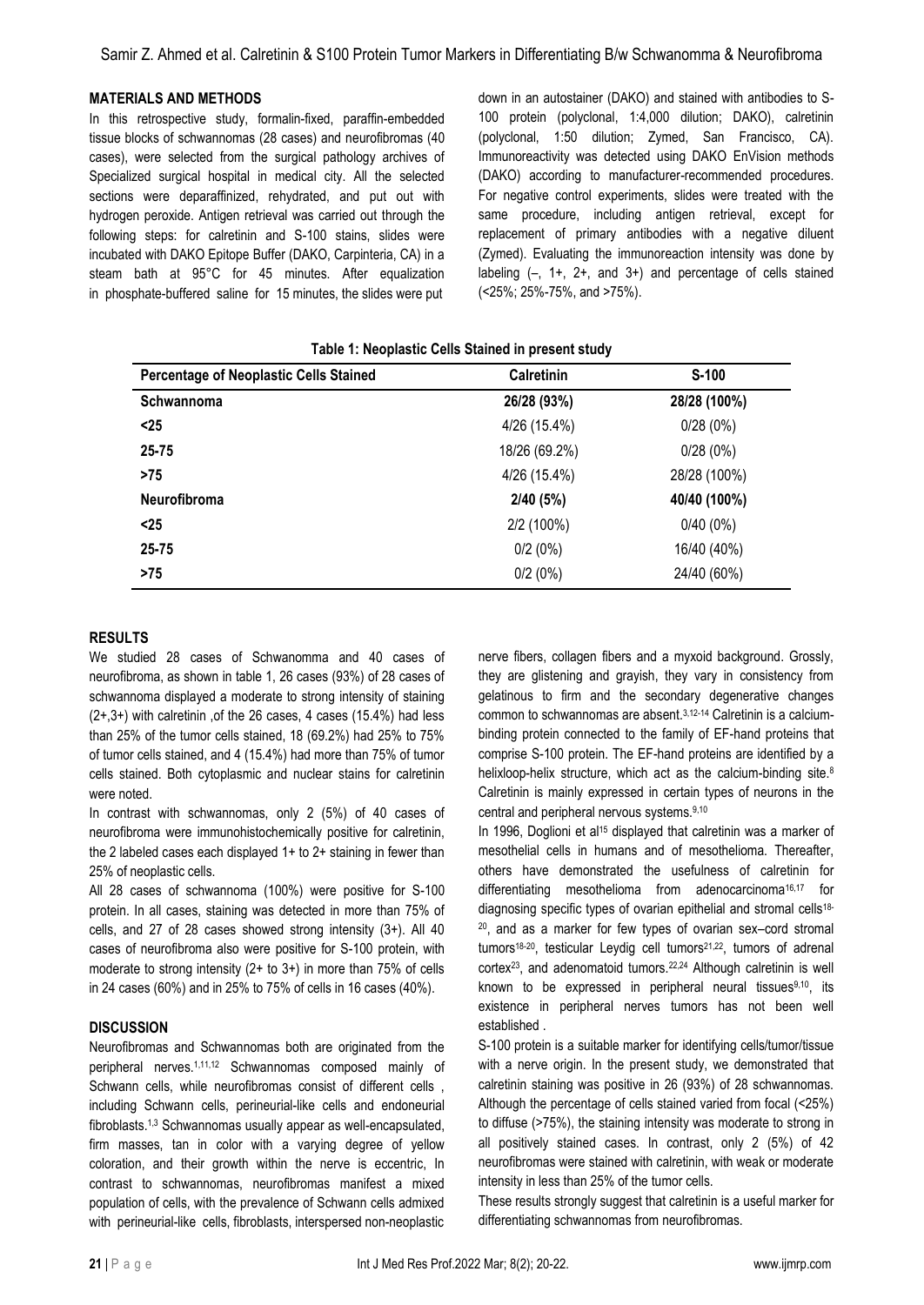## MATERIALS AND METHODS

In this retrospective study, formalin-fixed, paraffin-embedded tissue blocks of schwannomas (28 cases) and neurofibromas (40 cases), were selected from the surgical pathology archives of Specialized surgical hospital in medical city. All the selected sections were deparaffinized, rehydrated, and put out with hydrogen peroxide. Antigen retrieval was carried out through the following steps: for calretinin and S-100 stains, slides were incubated with DAKO Epitope Buffer (DAKO, Carpinteria, CA) in a steam bath at 95°C for 45 minutes. After equalization in phosphate-buffered saline for 15 minutes, the slides were put down in an autostainer (DAKO) and stained with antibodies to S-100 protein (polyclonal, 1:4,000 dilution; DAKO), calretinin (polyclonal, 1:50 dilution; Zymed, San Francisco, CA). Immunoreactivity was detected using DAKO EnVision methods (DAKO) according to manufacturer-recommended procedures. For negative control experiments, slides were treated with the same procedure, including antigen retrieval, except for replacement of primary antibodies with a negative diluent (Zymed). Evaluating the immunoreaction intensity was done by labeling (–, 1+, 2+, and 3+) and percentage of cells stained (<25%; 25%-75%, and >75%).

**Table 1: Neoplastic Cells Stained in present study**

| Percentage of Neoplastic Cells Stained | Calretinin | S-100 |
|---|---|---|
| **Schwannoma** | **26/28 (93%)** | **28/28 (100%)** |
| **<25** | 4/26 (15.4%) | 0/28 (0%) |
| **25-75** | 18/26 (69.2%) | 0/28 (0%) |
| **>75** | 4/26 (15.4%) | 28/28 (100%) |
| **Neurofibroma** | **2/40 (5%)** | **40/40 (100%)** |
| **<25** | 2/2 (100%) | 0/40 (0%) |
| **25-75** | 0/2 (0%) | 16/40 (40%) |
| **>75** | 0/2 (0%) | 24/40 (60%) |

## RESULTS

We studied 28 cases of Schwanomma and 40 cases of neurofibroma, as shown in table 1, 26 cases (93%) of 28 cases of schwannoma displayed a moderate to strong intensity of staining (2+,3+) with calretinin ,of the 26 cases, 4 cases (15.4%) had less than 25% of the tumor cells stained, 18 (69.2%) had 25% to 75% of tumor cells stained, and 4 (15.4%) had more than 75% of tumor cells stained. Both cytoplasmic and nuclear stains for calretinin were noted.

In contrast with schwannomas, only 2 (5%) of 40 cases of neurofibroma were immunohistochemically positive for calretinin, the 2 labeled cases each displayed 1+ to 2+ staining in fewer than 25% of neoplastic cells.

All 28 cases of schwannoma (100%) were positive for S-100 protein. In all cases, staining was detected in more than 75% of cells, and 27 of 28 cases showed strong intensity (3+). All 40 cases of neurofibroma also were positive for S-100 protein, with moderate to strong intensity (2+ to 3+) in more than 75% of cells in 24 cases (60%) and in 25% to 75% of cells in 16 cases (40%).

## DISCUSSION

Neurofibromas and Schwannomas both are originated from the peripheral nerves.[1,11,12] Schwannomas composed mainly of Schwann cells, while neurofibromas consist of different cells , including Schwann cells, perineurial-like cells and endoneurial fibroblasts.[1,3] Schwannomas usually appear as well-encapsulated, firm masses, tan in color with a varying degree of yellow coloration, and their growth within the nerve is eccentric, In contrast to schwannomas, neurofibromas manifest a mixed population of cells, with the prevalence of Schwann cells admixed with perineurial-like cells, fibroblasts, interspersed non-neoplastic nerve fibers, collagen fibers and a myxoid background. Grossly, they are glistening and grayish, they vary in consistency from gelatinous to firm and the secondary degenerative changes common to schwannomas are absent.[3,12-14] Calretinin is a calcium-binding protein connected to the family of EF-hand proteins that comprise S-100 protein. The EF-hand proteins are identified by a helixloop-helix structure, which act as the calcium-binding site.[8] Calretinin is mainly expressed in certain types of neurons in the central and peripheral nervous systems.[9,10]

In 1996, Doglioni et al[15] displayed that calretinin was a marker of mesothelial cells in humans and of mesothelioma. Thereafter, others have demonstrated the usefulness of calretinin for differentiating mesothelioma from adenocarcinoma[16,17] for diagnosing specific types of ovarian epithelial and stromal cells[18-20], and as a marker for few types of ovarian sex–cord stromal tumors[18-20], testicular Leydig cell tumors[21,22], tumors of adrenal cortex[23], and adenomatoid tumors.[22,24] Although calretinin is well known to be expressed in peripheral neural tissues[9,10], its existence in peripheral nerves tumors has not been well established .

S-100 protein is a suitable marker for identifying cells/tumor/tissue with a nerve origin. In the present study, we demonstrated that calretinin staining was positive in 26 (93%) of 28 schwannomas. Although the percentage of cells stained varied from focal (<25%) to diffuse (>75%), the staining intensity was moderate to strong in all positively stained cases. In contrast, only 2 (5%) of 42 neurofibromas were stained with calretinin, with weak or moderate intensity in less than 25% of the tumor cells.

These results strongly suggest that calretinin is a useful marker for differentiating schwannomas from neurofibromas.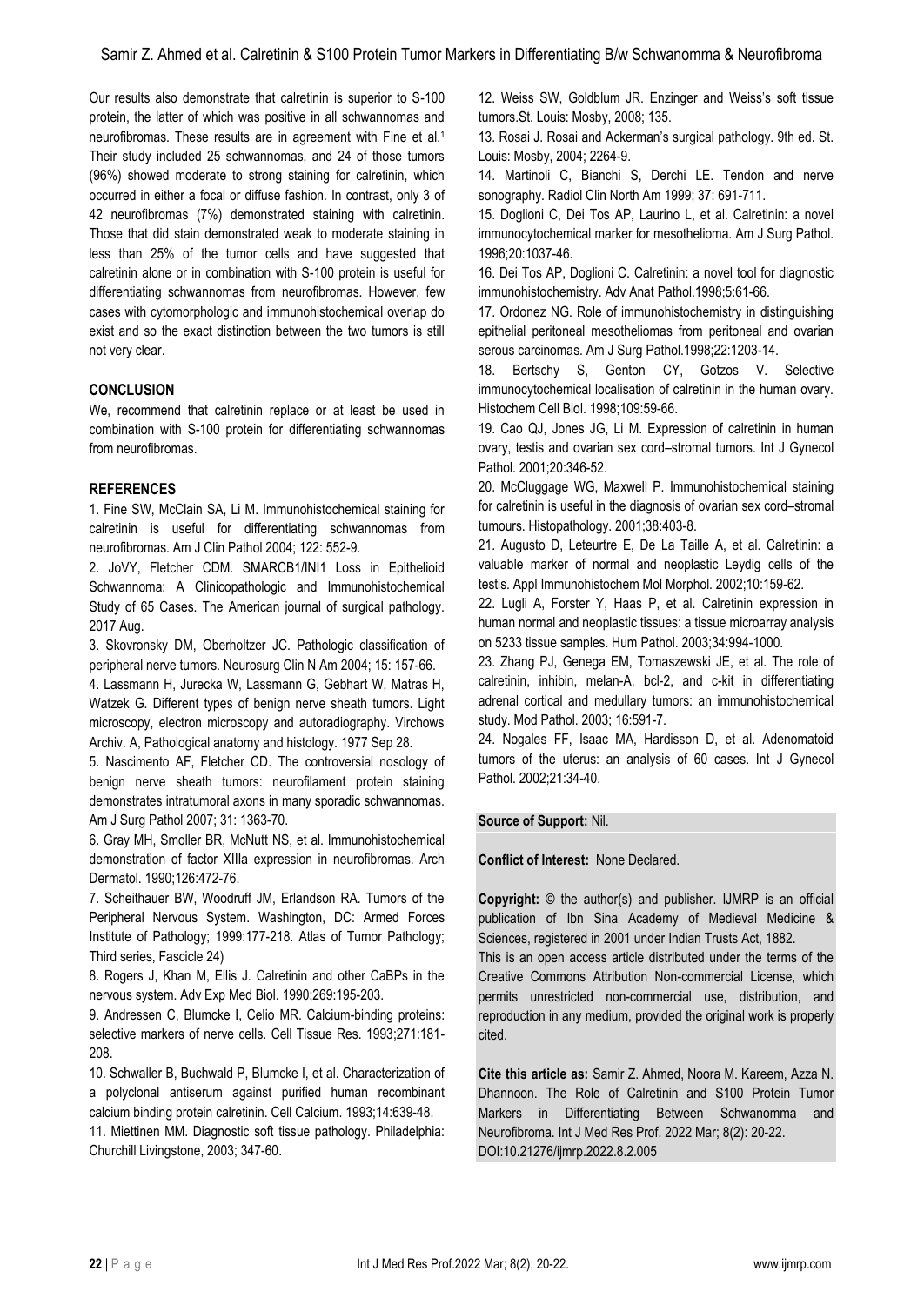Our results also demonstrate that calretinin is superior to S-100 protein, the latter of which was positive in all schwannomas and neurofibromas. These results are in agreement with Fine et al.[1] Their study included 25 schwannomas, and 24 of those tumors (96%) showed moderate to strong staining for calretinin, which occurred in either a focal or diffuse fashion. In contrast, only 3 of 42 neurofibromas (7%) demonstrated staining with calretinin. Those that did stain demonstrated weak to moderate staining in less than 25% of the tumor cells and have suggested that calretinin alone or in combination with S-100 protein is useful for differentiating schwannomas from neurofibromas. However, few cases with cytomorphologic and immunohistochemical overlap do exist and so the exact distinction between the two tumors is still not very clear.

## CONCLUSION

We, recommend that calretinin replace or at least be used in combination with S-100 protein for differentiating schwannomas from neurofibromas.

## REFERENCES

1. Fine SW, McClain SA, Li M. Immunohistochemical staining for calretinin is useful for differentiating schwannomas from neurofibromas. Am J Clin Pathol 2004; 122: 552-9.
2. JoVY, Fletcher CDM. SMARCB1/INI1 Loss in Epithelioid Schwannoma: A Clinicopathologic and Immunohistochemical Study of 65 Cases. The American journal of surgical pathology. 2017 Aug.
3. Skovronsky DM, Oberholtzer JC. Pathologic classification of peripheral nerve tumors. Neurosurg Clin N Am 2004; 15: 157-66.
4. Lassmann H, Jurecka W, Lassmann G, Gebhart W, Matras H, Watzek G. Different types of benign nerve sheath tumors. Light microscopy, electron microscopy and autoradiography. Virchows Archiv. A, Pathological anatomy and histology. 1977 Sep 28.
5. Nascimento AF, Fletcher CD. The controversial nosology of benign nerve sheath tumors: neurofilament protein staining demonstrates intratumoral axons in many sporadic schwannomas. Am J Surg Pathol 2007; 31: 1363-70.
6. Gray MH, Smoller BR, McNutt NS, et al. Immunohistochemical demonstration of factor XIIIa expression in neurofibromas. Arch Dermatol. 1990;126:472-76.
7. Scheithauer BW, Woodruff JM, Erlandson RA. Tumors of the Peripheral Nervous System. Washington, DC: Armed Forces Institute of Pathology; 1999:177-218. Atlas of Tumor Pathology; Third series, Fascicle 24)
8. Rogers J, Khan M, Ellis J. Calretinin and other CaBPs in the nervous system. Adv Exp Med Biol. 1990;269:195-203.
9. Andressen C, Blumcke I, Celio MR. Calcium-binding proteins: selective markers of nerve cells. Cell Tissue Res. 1993;271:181-208.
10. Schwaller B, Buchwald P, Blumcke I, et al. Characterization of a polyclonal antiserum against purified human recombinant calcium binding protein calretinin. Cell Calcium. 1993;14:639-48.
11. Miettinen MM. Diagnostic soft tissue pathology. Philadelphia: Churchill Livingstone, 2003; 347-60.
12. Weiss SW, Goldblum JR. Enzinger and Weiss's soft tissue tumors.St. Louis: Mosby, 2008; 135.
13. Rosai J. Rosai and Ackerman's surgical pathology. 9th ed. St. Louis: Mosby, 2004; 2264-9.
14. Martinoli C, Bianchi S, Derchi LE. Tendon and nerve sonography. Radiol Clin North Am 1999; 37: 691-711.
15. Doglioni C, Dei Tos AP, Laurino L, et al. Calretinin: a novel immunocytochemical marker for mesothelioma. Am J Surg Pathol. 1996;20:1037-46.
16. Dei Tos AP, Doglioni C. Calretinin: a novel tool for diagnostic immunohistochemistry. Adv Anat Pathol.1998;5:61-66.
17. Ordonez NG. Role of immunohistochemistry in distinguishing epithelial peritoneal mesotheliomas from peritoneal and ovarian serous carcinomas. Am J Surg Pathol.1998;22:1203-14.
18. Bertschy S, Genton CY, Gotzos V. Selective immunocytochemical localisation of calretinin in the human ovary. Histochem Cell Biol. 1998;109:59-66.
19. Cao QJ, Jones JG, Li M. Expression of calretinin in human ovary, testis and ovarian sex cord–stromal tumors. Int J Gynecol Pathol. 2001;20:346-52.
20. McCluggage WG, Maxwell P. Immunohistochemical staining for calretinin is useful in the diagnosis of ovarian sex cord–stromal tumours. Histopathology. 2001;38:403-8.
21. Augusto D, Leteurtre E, De La Taille A, et al. Calretinin: a valuable marker of normal and neoplastic Leydig cells of the testis. Appl Immunohistochem Mol Morphol. 2002;10:159-62.
22. Lugli A, Forster Y, Haas P, et al. Calretinin expression in human normal and neoplastic tissues: a tissue microarray analysis on 5233 tissue samples. Hum Pathol. 2003;34:994-1000.
23. Zhang PJ, Genega EM, Tomaszewski JE, et al. The role of calretinin, inhibin, melan-A, bcl-2, and c-kit in differentiating adrenal cortical and medullary tumors: an immunohistochemical study. Mod Pathol. 2003; 16:591-7.
24. Nogales FF, Isaac MA, Hardisson D, et al. Adenomatoid tumors of the uterus: an analysis of 60 cases. Int J Gynecol Pathol. 2002;21:34-40.

**Source of Support:** Nil.

**Conflict of Interest:** None Declared.

**Copyright:** © the author(s) and publisher. IJMRP is an official publication of Ibn Sina Academy of Medieval Medicine & Sciences, registered in 2001 under Indian Trusts Act, 1882.
This is an open access article distributed under the terms of the Creative Commons Attribution Non-commercial License, which permits unrestricted non-commercial use, distribution, and reproduction in any medium, provided the original work is properly cited.

**Cite this article as:** Samir Z. Ahmed, Noora M. Kareem, Azza N. Dhannoon. The Role of Calretinin and S100 Protein Tumor Markers in Differentiating Between Schwanomma and Neurofibroma. Int J Med Res Prof. 2022 Mar; 8(2): 20-22. DOI:10.21276/ijmrp.2022.8.2.005